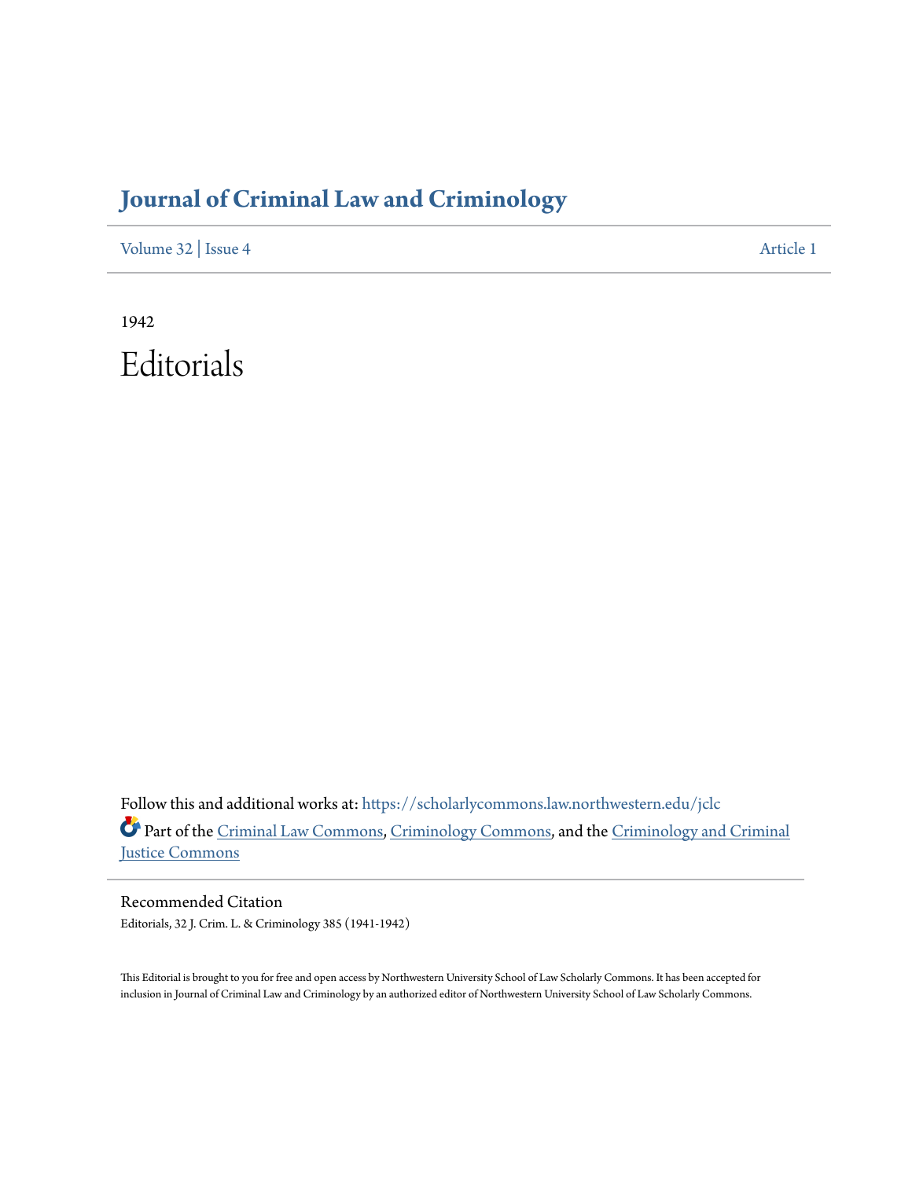# Journal of Criminal Law and Criminology

Volume 32 | Issue 4 Article 1

1942

# Editorials

Follow this and additional works at: https://scholarlycommons.law.northwestern.edu/jclc

Part of the Criminal Law Commons, Criminology Commons, and the Criminology and Criminal Justice Commons

## Recommended Citation

Editorials, 32 J. Crim. L. & Criminology 385 (1941-1942)

This Editorial is brought to you for free and open access by Northwestern University School of Law Scholarly Commons. It has been accepted for inclusion in Journal of Criminal Law and Criminology by an authorized editor of Northwestern University School of Law Scholarly Commons.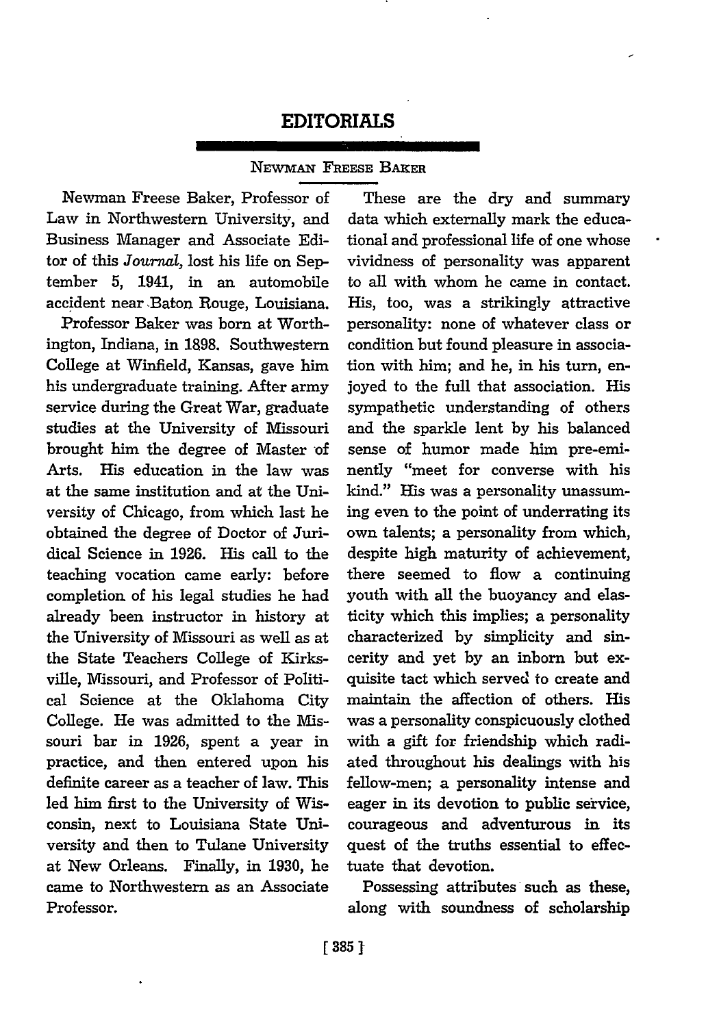# EDITORIALS

## Newman Freese Baker

Newman Freese Baker, Professor of Law in Northwestern University, and Business Manager and Associate Editor of this *Journal,* lost his life on September 5, 1941, in an automobile accident near Baton Rouge, Louisiana.

Professor Baker was born at Worthington, Indiana, in 1898. Southwestern College at Winfield, Kansas, gave him his undergraduate training. After army service during the Great War, graduate studies at the University of Missouri brought him the degree of Master of Arts. His education in the law was at the same institution and at the University of Chicago, from which last he obtained the degree of Doctor of Juridical Science in 1926. His call to the teaching vocation came early: before completion of his legal studies he had already been instructor in history at the University of Missouri as well as at the State Teachers College of Kirksville, Missouri, and Professor of Political Science at the Oklahoma City College. He was admitted to the Missouri bar in 1926, spent a year in practice, and then entered upon his definite career as a teacher of law. This led him first to the University of Wisconsin, next to Louisiana State University and then to Tulane University at New Orleans. Finally, in 1930, he came to Northwestern as an Associate Professor.

These are the dry and summary data which externally mark the educational and professional life of one whose vividness of personality was apparent to all with whom he came in contact. His, too, was a strikingly attractive personality: none of whatever class or condition but found pleasure in association with him; and he, in his turn, enjoyed to the full that association. His sympathetic understanding of others and the sparkle lent by his balanced sense of humor made him pre-eminently "meet for converse with his kind." His was a personality unassuming even to the point of underrating its own talents; a personality from which, despite high maturity of achievement, there seemed to flow a continuing youth with all the buoyancy and elasticity which this implies; a personality characterized by simplicity and sincerity and yet by an inborn but exquisite tact which served to create and maintain the affection of others. His was a personality conspicuously clothed with a gift for friendship which radiated throughout his dealings with his fellow-men; a personality intense and eager in its devotion to public service, courageous and adventurous in its quest of the truths essential to effectuate that devotion.

Possessing attributes such as these, along with soundness of scholarship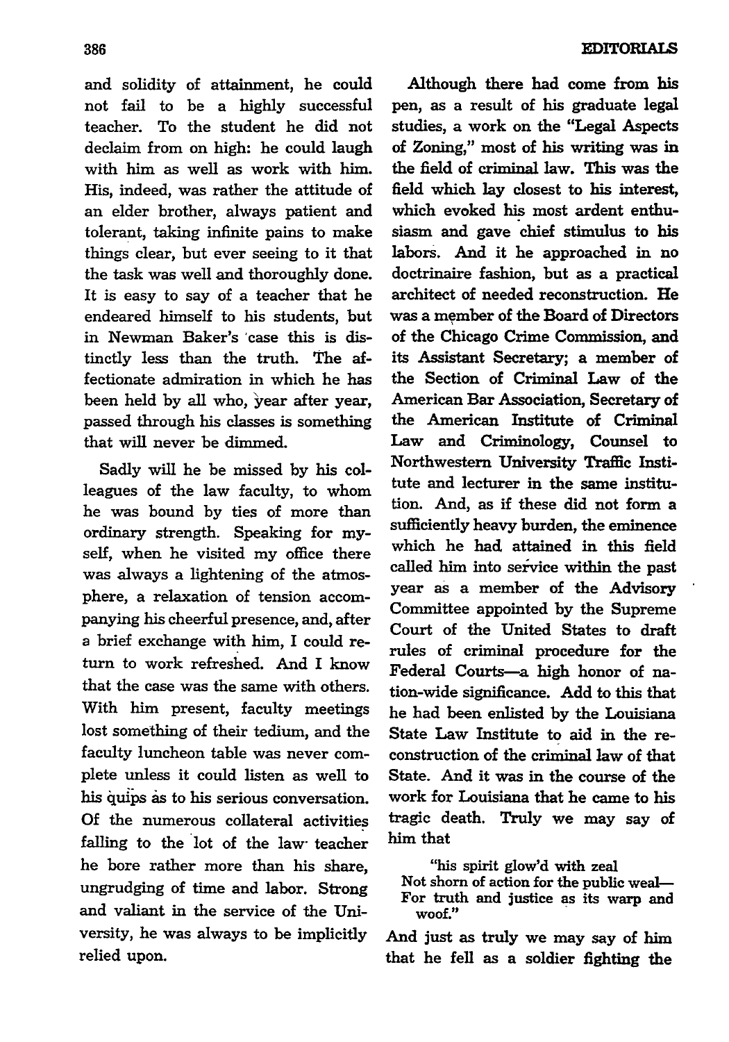and solidity of attainment, he could not fail to be a highly successful teacher. To the student he did not declaim from on high: he could laugh with him as well as work with him. His, indeed, was rather the attitude of an elder brother, always patient and tolerant, taking infinite pains to make things clear, but ever seeing to it that the task was well and thoroughly done. It is easy to say of a teacher that he endeared himself to his students, but in Newman Baker's case this is distinctly less than the truth. The affectionate admiration in which he has been held by all who, year after year, passed through his classes is something that will never be dimmed.

Sadly will he be missed by his colleagues of the law faculty, to whom he was bound by ties of more than ordinary strength. Speaking for myself, when he visited my office there was always a lightening of the atmosphere, a relaxation of tension accompanying his cheerful presence, and, after a brief exchange with him, I could return to work refreshed. And I know that the case was the same with others. With him present, faculty meetings lost something of their tedium, and the faculty luncheon table was never complete unless it could listen as well to his quips as to his serious conversation. Of the numerous collateral activities falling to the lot of the law teacher he bore rather more than his share, ungrudging of time and labor. Strong and valiant in the service of the University, he was always to be implicitly relied upon.

Although there had come from his pen, as a result of his graduate legal studies, a work on the "Legal Aspects of Zoning," most of his writing was in the field of criminal law. This was the field which lay closest to his interest, which evoked his most ardent enthusiasm and gave chief stimulus to his labors. And it he approached in no doctrinaire fashion, but as a practical architect of needed reconstruction. He was a member of the Board of Directors of the Chicago Crime Commission, and its Assistant Secretary; a member of the Section of Criminal Law of the American Bar Association, Secretary of the American Institute of Criminal Law and Criminology, Counsel to Northwestern University Traffic Institute and lecturer in the same institution. And, as if these did not form a sufficiently heavy burden, the eminence which he had attained in this field called him into service within the past year as a member of the Advisory Committee appointed by the Supreme Court of the United States to draft rules of criminal procedure for the Federal Courts—a high honor of nation-wide significance. Add to this that he had been enlisted by the Louisiana State Law Institute to aid in the reconstruction of the criminal law of that State. And it was in the course of the work for Louisiana that he came to his tragic death. Truly we may say of him that

> "his spirit glow'd with zeal
> Not shorn of action for the public weal—
> For truth and justice as its warp and woof."

And just as truly we may say of him that he fell as a soldier fighting the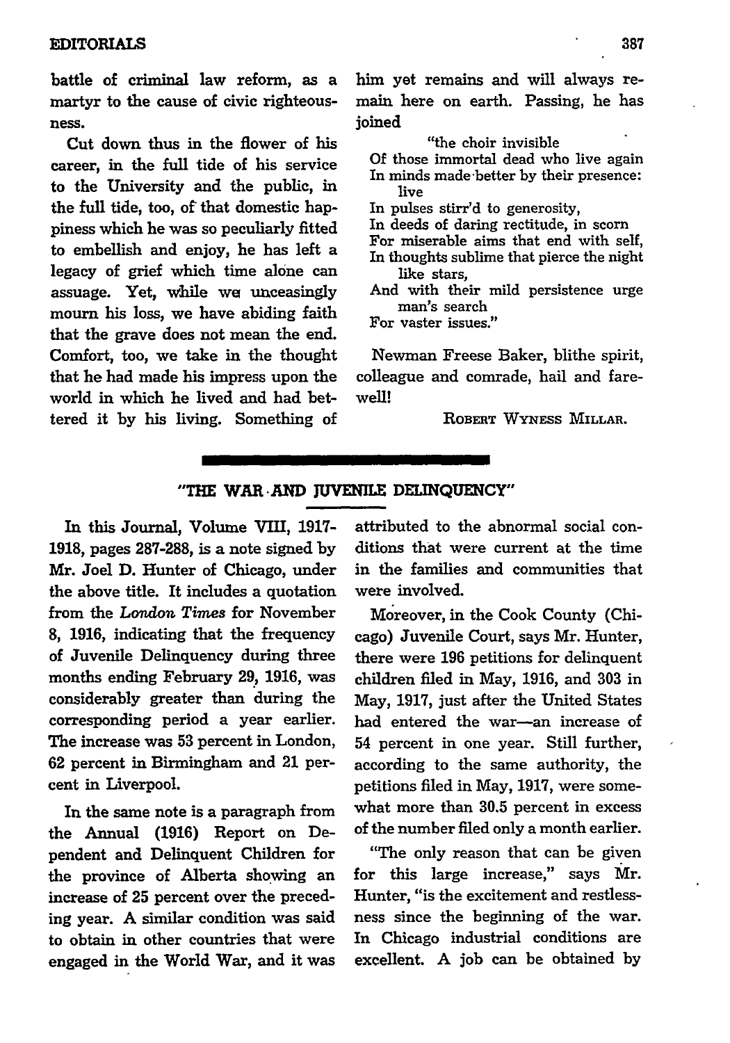battle of criminal law reform, as a martyr to the cause of civic righteousness.

Cut down thus in the flower of his career, in the full tide of his service to the University and the public, in the full tide, too, of that domestic happiness which he was so peculiarly fitted to embellish and enjoy, he has left a legacy of grief which time alone can assuage. Yet, while we unceasingly mourn his loss, we have abiding faith that the grave does not mean the end. Comfort, too, we take in the thought that he had made his impress upon the world in which he lived and had bettered it by his living. Something of him yet remains and will always remain here on earth. Passing, he has joined

> "the choir invisible
> Of those immortal dead who live again
> In minds made better by their presence: live
> In pulses stirr'd to generosity,
> In deeds of daring rectitude, in scorn
> For miserable aims that end with self,
> In thoughts sublime that pierce the night like stars,
> And with their mild persistence urge man's search
> For vaster issues."

Newman Freese Baker, blithe spirit, colleague and comrade, hail and farewell!

ROBERT WYNESS MILLAR.

## "THE WAR AND JUVENILE DELINQUENCY"

In this Journal, Volume VIII, 1917-1918, pages 287-288, is a note signed by Mr. Joel D. Hunter of Chicago, under the above title. It includes a quotation from the *London Times* for November 8, 1916, indicating that the frequency of Juvenile Delinquency during three months ending February 29, 1916, was considerably greater than during the corresponding period a year earlier. The increase was 53 percent in London, 62 percent in Birmingham and 21 percent in Liverpool.

In the same note is a paragraph from the Annual (1916) Report on Dependent and Delinquent Children for the province of Alberta showing an increase of 25 percent over the preceding year. A similar condition was said to obtain in other countries that were engaged in the World War, and it was attributed to the abnormal social conditions that were current at the time in the families and communities that were involved.

Moreover, in the Cook County (Chicago) Juvenile Court, says Mr. Hunter, there were 196 petitions for delinquent children filed in May, 1916, and 303 in May, 1917, just after the United States had entered the war—an increase of 54 percent in one year. Still further, according to the same authority, the petitions filed in May, 1917, were somewhat more than 30.5 percent in excess of the number filed only a month earlier.

"The only reason that can be given for this large increase," says Mr. Hunter, "is the excitement and restlessness since the beginning of the war. In Chicago industrial conditions are excellent. A job can be obtained by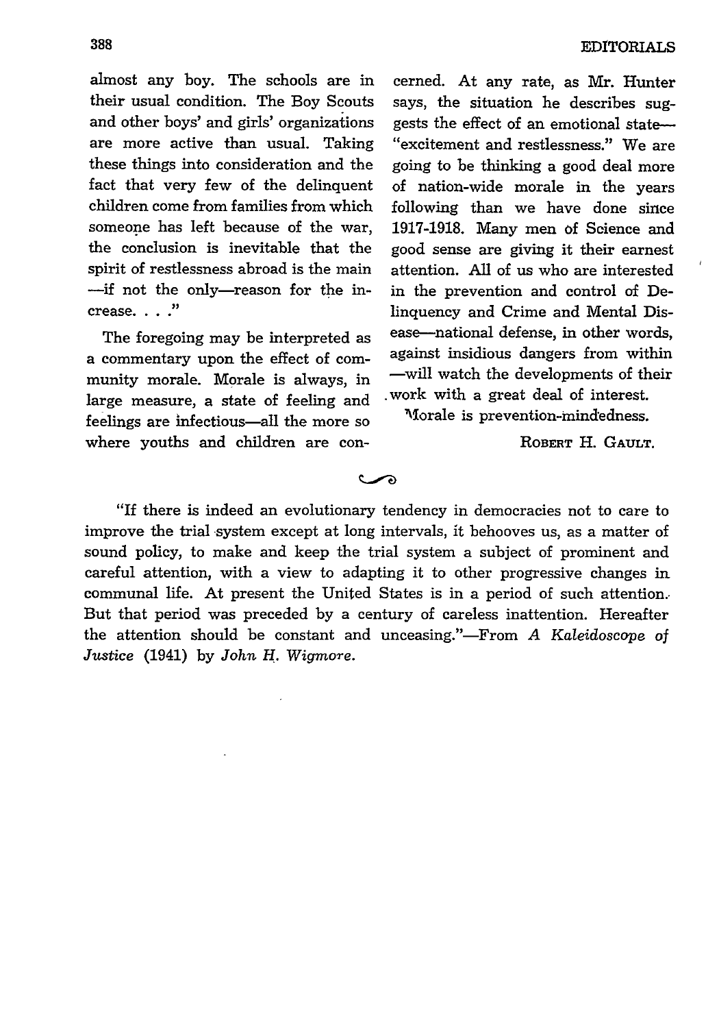almost any boy. The schools are in their usual condition. The Boy Scouts and other boys' and girls' organizations are more active than usual. Taking these things into consideration and the fact that very few of the delinquent children come from families from which someone has left because of the war, the conclusion is inevitable that the spirit of restlessness abroad is the main —if not the only—reason for the increase. . . ."

The foregoing may be interpreted as a commentary upon the effect of community morale. Morale is always, in large measure, a state of feeling and feelings are infectious—all the more so where youths and children are concerned. At any rate, as Mr. Hunter says, the situation he describes suggests the effect of an emotional state—"excitement and restlessness." We are going to be thinking a good deal more of nation-wide morale in the years following than we have done since 1917-1918. Many men of Science and good sense are giving it their earnest attention. All of us who are interested in the prevention and control of Delinquency and Crime and Mental Disease—national defense, in other words, against insidious dangers from within —will watch the developments of their work with a great deal of interest.

Morale is prevention-mindedness.

ROBERT H. GAULT.

---

"If there is indeed an evolutionary tendency in democracies not to care to improve the trial system except at long intervals, it behooves us, as a matter of sound policy, to make and keep the trial system a subject of prominent and careful attention, with a view to adapting it to other progressive changes in communal life. At present the United States is in a period of such attention. But that period was preceded by a century of careless inattention. Hereafter the attention should be constant and unceasing."—From *A Kaleidoscope of Justice* (1941) by *John H. Wigmore.*